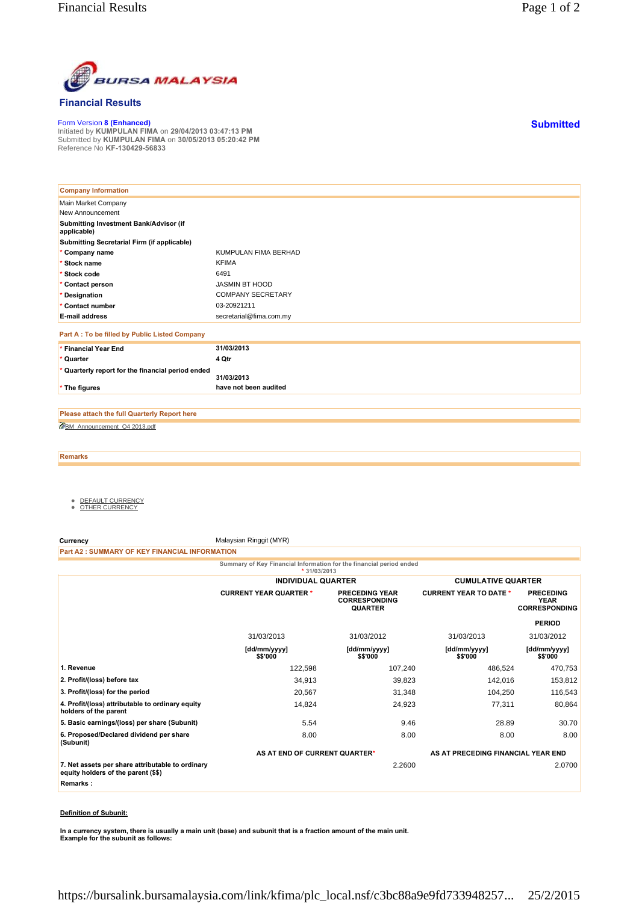# Financial Results

Form Version 8 (Enhanced)
Initiated by **KUMPULAN FIMA** on **29/04/2013 03:47:13 PM**
Submitted by **KUMPULAN FIMA** on **30/05/2013 05:20:42 PM**
Reference No **KF-130429-56833**

**Submitted**

| Company Information | |
|---|---|
| Main Market Company | |
| New Announcement | |
| **Submitting Investment Bank/Advisor (if applicable)** | |
| **Submitting Secretarial Firm (if applicable)** | |
| * **Company name** | KUMPULAN FIMA BERHAD |
| * **Stock name** | KFIMA |
| * **Stock code** | 6491 |
| * **Contact person** | JASMIN BT HOOD |
| * **Designation** | COMPANY SECRETARY |
| * **Contact number** | 03-20921211 |
| **E-mail address** | secretarial@fima.com.my |

**Part A : To be filled by Public Listed Company**

| | |
|---|---|
| * **Financial Year End** | **31/03/2013** |
| * **Quarter** | **4 Qtr** |
| * **Quarterly report for the financial period ended** | **31/03/2013** |
| * **The figures** | **have not been audited** |

**Please attach the full Quarterly Report here**

BM_Announcement_Q4 2013.pdf

**Remarks**

- DEFAULT CURRENCY
- OTHER CURRENCY

**Currency** Malaysian Ringgit (MYR)

**Part A2 : SUMMARY OF KEY FINANCIAL INFORMATION**

Summary of Key Financial Information for the financial period ended
* 31/03/2013

| | INDIVIDUAL QUARTER | | CUMULATIVE QUARTER | |
|---|---|---|---|---|
| | CURRENT YEAR QUARTER * | PRECEDING YEAR CORRESPONDING QUARTER | CURRENT YEAR TO DATE * | PRECEDING YEAR CORRESPONDING PERIOD |
| | 31/03/2013 | 31/03/2012 | 31/03/2013 | 31/03/2012 |
| | [dd/mm/yyyy] $$'000 | [dd/mm/yyyy] $$'000 | [dd/mm/yyyy] $$'000 | [dd/mm/yyyy] $$'000 |
| 1. Revenue | 122,598 | 107,240 | 486,524 | 470,753 |
| 2. Profit/(loss) before tax | 34,913 | 39,823 | 142,016 | 153,812 |
| 3. Profit/(loss) for the period | 20,567 | 31,348 | 104,250 | 116,543 |
| 4. Profit/(loss) attributable to ordinary equity holders of the parent | 14,824 | 24,923 | 77,311 | 80,864 |
| 5. Basic earnings/(loss) per share (Subunit) | 5.54 | 9.46 | 28.89 | 30.70 |
| 6. Proposed/Declared dividend per share (Subunit) | 8.00 | 8.00 | 8.00 | 8.00 |
| | AS AT END OF CURRENT QUARTER* | | AS AT PRECEDING FINANCIAL YEAR END | |
| 7. Net assets per share attributable to ordinary equity holders of the parent ($$) | | 2.2600 | | 2.0700 |

**Remarks :**

**Definition of Subunit:**

**In a currency system, there is usually a main unit (base) and subunit that is a fraction amount of the main unit.**
**Example for the subunit as follows:**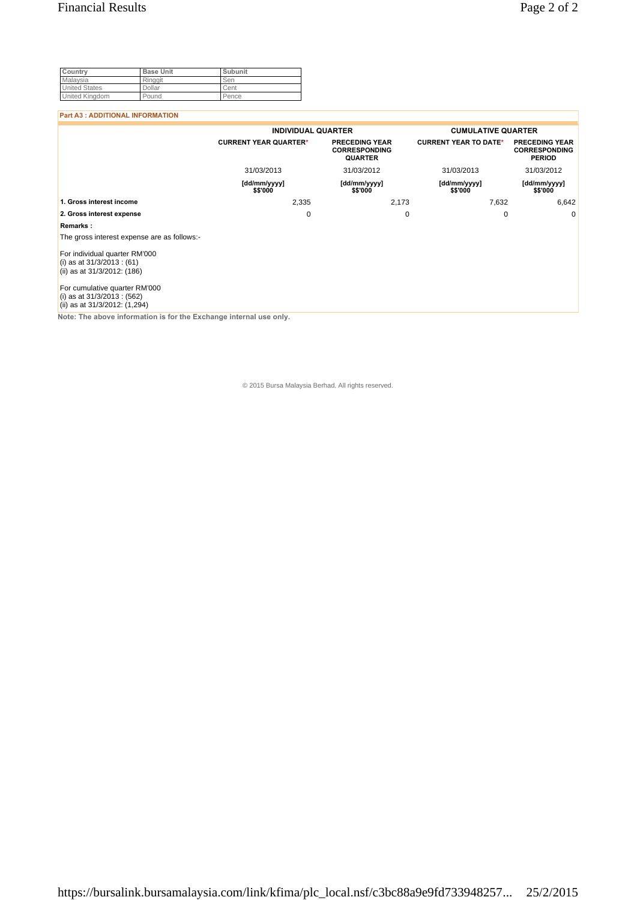| Country | Base Unit | Subunit |
| --- | --- | --- |
| Malaysia | Ringgit | Sen |
| United States | Dollar | Cent |
| United Kingdom | Pound | Pence |

**Part A3 : ADDITIONAL INFORMATION**

| | INDIVIDUAL QUARTER | | CUMULATIVE QUARTER | |
| --- | --- | --- | --- | --- |
| | CURRENT YEAR QUARTER* | PRECEDING YEAR CORRESPONDING QUARTER | CURRENT YEAR TO DATE* | PRECEDING YEAR CORRESPONDING PERIOD |
| | 31/03/2013 | 31/03/2012 | 31/03/2013 | 31/03/2012 |
| | [dd/mm/yyyy] $$'000 | [dd/mm/yyyy] $$'000 | [dd/mm/yyyy] $$'000 | [dd/mm/yyyy] $$'000 |
| **1. Gross interest income** | 2,335 | 2,173 | 7,632 | 6,642 |
| **2. Gross interest expense** | 0 | 0 | 0 | 0 |

**Remarks :**

The gross interest expense are as follows:-

For individual quarter RM'000
(i) as at 31/3/2013 : (61)
(ii) as at 31/3/2012: (186)

For cumulative quarter RM'000
(i) as at 31/3/2013 : (562)
(ii) as at 31/3/2012: (1,294)

**Note: The above information is for the Exchange internal use only.**

© 2015 Bursa Malaysia Berhad. All rights reserved.